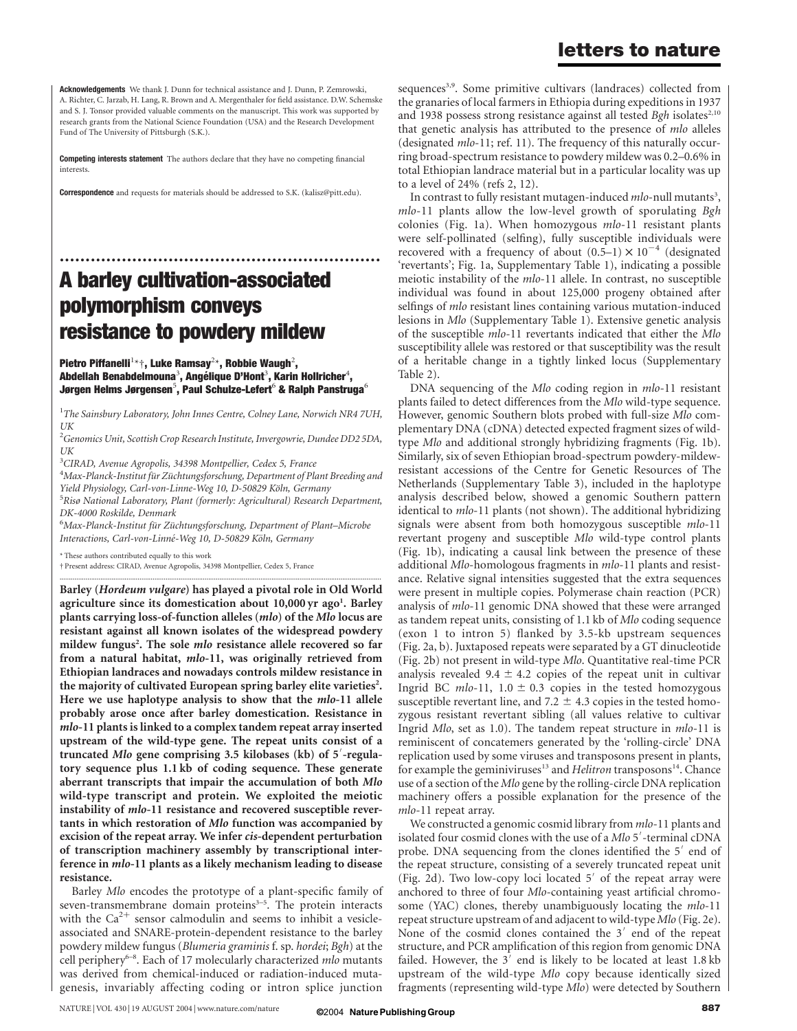**Acknowledgements** We thank J. Dunn for technical assistance and J. Dunn, P. Zemrowski, A. Richter, C. Jarzab, H. Lang, R. Brown and A. Mergenthaler for field assistance. D.W. Schemske and S. J. Tonsor provided valuable comments on the manuscript. This work was supported by research grants from the National Science Foundation (USA) and the Research Development Fund of The University of Pittsburgh (S.K.).

**Competing interests statement** The authors declare that they have no competing financial interests.

**Correspondence** and requests for materials should be addressed to S.K. (kalisz@pitt.edu).

# A barley cultivation-associated polymorphism conveys resistance to powdery mildew

**Pietro Piffanelli[1*†], Luke Ramsay[2*], Robbie Waugh[2], Abdellah Benabdelmouna[3], Angélique D'Hont[3], Karin Hollricher[4], Jørgen Helms Jørgensen[5], Paul Schulze-Lefert[6] & Ralph Panstruga[6]**

[1]The Sainsbury Laboratory, John Innes Centre, Colney Lane, Norwich NR4 7UH, UK
[2]Genomics Unit, Scottish Crop Research Institute, Invergowrie, Dundee DD2 5DA, UK
[3]CIRAD, Avenue Agropolis, 34398 Montpellier, Cedex 5, France
[4]Max-Planck-Institut für Züchtungsforschung, Department of Plant Breeding and Yield Physiology, Carl-von-Linne-Weg 10, D-50829 Köln, Germany
[5]Risø National Laboratory, Plant (formerly: Agricultural) Research Department, DK-4000 Roskilde, Denmark
[6]Max-Planck-Institut für Züchtungsforschung, Department of Plant–Microbe Interactions, Carl-von-Linné-Weg 10, D-50829 Köln, Germany

\* These authors contributed equally to this work
† Present address: CIRAD, Avenue Agropolis, 34398 Montpellier, Cedex 5, France

**Barley (*Hordeum vulgare*) has played a pivotal role in Old World agriculture since its domestication about 10,000 yr ago[1]. Barley plants carrying loss-of-function alleles (*mlo*) of the *Mlo* locus are resistant against all known isolates of the widespread powdery mildew fungus[2]. The sole *mlo* resistance allele recovered so far from a natural habitat, *mlo*-11, was originally retrieved from Ethiopian landraces and nowadays controls mildew resistance in the majority of cultivated European spring barley elite varieties[2]. Here we use haplotype analysis to show that the *mlo*-11 allele probably arose once after barley domestication. Resistance in *mlo*-11 plants is linked to a complex tandem repeat array inserted upstream of the wild-type gene. The repeat units consist of a truncated *Mlo* gene comprising 3.5 kilobases (kb) of 5′-regulatory sequence plus 1.1 kb of coding sequence. These generate aberrant transcripts that impair the accumulation of both *Mlo* wild-type transcript and protein. We exploited the meiotic instability of *mlo*-11 resistance and recovered susceptible revertants in which restoration of *Mlo* function was accompanied by excision of the repeat array. We infer *cis*-dependent perturbation of transcription machinery assembly by transcriptional interference in *mlo*-11 plants as a likely mechanism leading to disease resistance.**

Barley *Mlo* encodes the prototype of a plant-specific family of seven-transmembrane domain proteins[3–5]. The protein interacts with the $Ca^{2+}$ sensor calmodulin and seems to inhibit a vesicle-associated and SNARE-protein-dependent resistance to the barley powdery mildew fungus (*Blumeria graminis* f. sp. *hordei*; *Bgh*) at the cell periphery[6–8]. Each of 17 molecularly characterized *mlo* mutants was derived from chemical-induced or radiation-induced mutagenesis, invariably affecting coding or intron splice junction sequences[3,9]. Some primitive cultivars (landraces) collected from the granaries of local farmers in Ethiopia during expeditions in 1937 and 1938 possess strong resistance against all tested *Bgh* isolates[2,10] that genetic analysis has attributed to the presence of *mlo* alleles (designated *mlo*-11; ref. 11). The frequency of this naturally occurring broad-spectrum resistance to powdery mildew was 0.2–0.6% in total Ethiopian landrace material but in a particular locality was up to a level of 24% (refs 2, 12).

In contrast to fully resistant mutagen-induced *mlo*-null mutants[3], *mlo*-11 plants allow the low-level growth of sporulating *Bgh* colonies (Fig. 1a). When homozygous *mlo*-11 resistant plants were self-pollinated (selfing), fully susceptible individuals were recovered with a frequency of about $(0.5–1) \times 10^{-4}$ (designated 'revertants'; Fig. 1a, Supplementary Table 1), indicating a possible meiotic instability of the *mlo*-11 allele. In contrast, no susceptible individual was found in about 125,000 progeny obtained after selfings of *mlo* resistant lines containing various mutation-induced lesions in *Mlo* (Supplementary Table 1). Extensive genetic analysis of the susceptible *mlo*-11 revertants indicated that either the *Mlo* susceptibility allele was restored or that susceptibility was the result of a heritable change in a tightly linked locus (Supplementary Table 2).

DNA sequencing of the *Mlo* coding region in *mlo*-11 resistant plants failed to detect differences from the *Mlo* wild-type sequence. However, genomic Southern blots probed with full-size *Mlo* complementary DNA (cDNA) detected expected fragment sizes of wild-type *Mlo* and additional strongly hybridizing fragments (Fig. 1b). Similarly, six of seven Ethiopian broad-spectrum powdery-mildew-resistant accessions of the Centre for Genetic Resources of The Netherlands (Supplementary Table 3), included in the haplotype analysis described below, showed a genomic Southern pattern identical to *mlo*-11 plants (not shown). The additional hybridizing signals were absent from both homozygous susceptible *mlo*-11 revertant progeny and susceptible *Mlo* wild-type control plants (Fig. 1b), indicating a causal link between the presence of these additional *Mlo*-homologous fragments in *mlo*-11 plants and resistance. Relative signal intensities suggested that the extra sequences were present in multiple copies. Polymerase chain reaction (PCR) analysis of *mlo*-11 genomic DNA showed that these were arranged as tandem repeat units, consisting of 1.1 kb of *Mlo* coding sequence (exon 1 to intron 5) flanked by 3.5-kb upstream sequences (Fig. 2a, b). Juxtaposed repeats were separated by a GT dinucleotide (Fig. 2b) not present in wild-type *Mlo*. Quantitative real-time PCR analysis revealed $9.4 \pm 4.2$ copies of the repeat unit in cultivar Ingrid BC *mlo*-11, $1.0 \pm 0.3$ copies in the tested homozygous susceptible revertant line, and $7.2 \pm 4.3$ copies in the tested homozygous resistant revertant sibling (all values relative to cultivar Ingrid *Mlo*, set as 1.0). The tandem repeat structure in *mlo*-11 is reminiscent of concatemers generated by the 'rolling-circle' DNA replication used by some viruses and transposons present in plants, for example the geminiviruses[13] and *Helitron* transposons[14]. Chance use of a section of the *Mlo* gene by the rolling-circle DNA replication machinery offers a possible explanation for the presence of the *mlo*-11 repeat array.

We constructed a genomic cosmid library from *mlo*-11 plants and isolated four cosmid clones with the use of a *Mlo* 5′-terminal cDNA probe. DNA sequencing from the clones identified the 5′ end of the repeat structure, consisting of a severely truncated repeat unit (Fig. 2d). Two low-copy loci located 5′ of the repeat array were anchored to three of four *Mlo*-containing yeast artificial chromosome (YAC) clones, thereby unambiguously locating the *mlo*-11 repeat structure upstream of and adjacent to wild-type *Mlo* (Fig. 2e). None of the cosmid clones contained the 3′ end of the repeat structure, and PCR amplification of this region from genomic DNA failed. However, the 3′ end is likely to be located at least 1.8 kb upstream of the wild-type *Mlo* copy because identically sized fragments (representing wild-type *Mlo*) were detected by Southern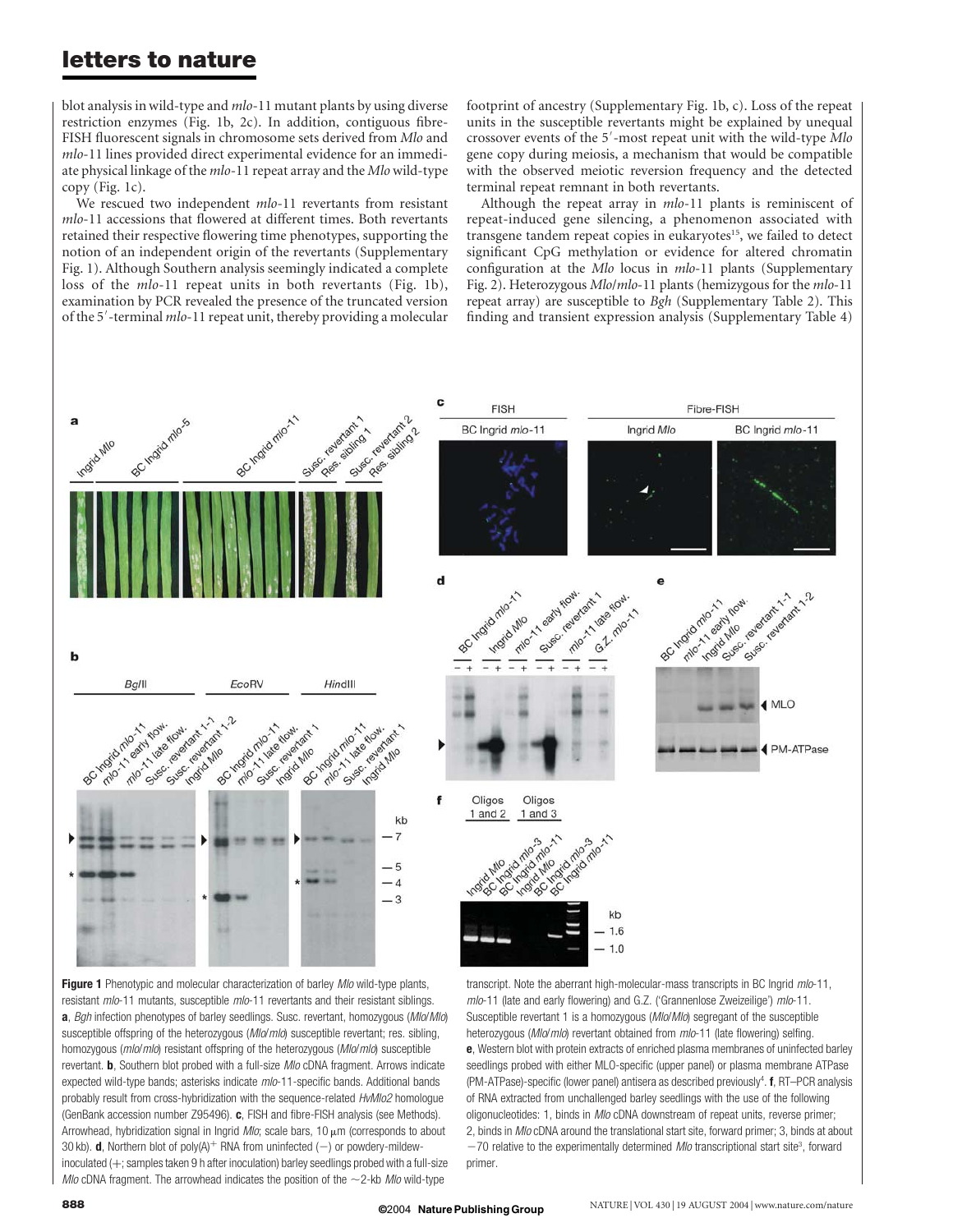blot analysis in wild-type and *mlo*-11 mutant plants by using diverse restriction enzymes (Fig. 1b, 2c). In addition, contiguous fibre-FISH fluorescent signals in chromosome sets derived from *Mlo* and *mlo*-11 lines provided direct experimental evidence for an immediate physical linkage of the *mlo*-11 repeat array and the *Mlo* wild-type copy (Fig. 1c).

We rescued two independent *mlo*-11 revertants from resistant *mlo*-11 accessions that flowered at different times. Both revertants retained their respective flowering time phenotypes, supporting the notion of an independent origin of the revertants (Supplementary Fig. 1). Although Southern analysis seemingly indicated a complete loss of the *mlo*-11 repeat units in both revertants (Fig. 1b), examination by PCR revealed the presence of the truncated version of the 5′-terminal *mlo*-11 repeat unit, thereby providing a molecular footprint of ancestry (Supplementary Fig. 1b, c). Loss of the repeat units in the susceptible revertants might be explained by unequal crossover events of the 5′-most repeat unit with the wild-type *Mlo* gene copy during meiosis, a mechanism that would be compatible with the observed meiotic reversion frequency and the detected terminal repeat remnant in both revertants.

Although the repeat array in *mlo*-11 plants is reminiscent of repeat-induced gene silencing, a phenomenon associated with transgene tandem repeat copies in eukaryotes[15], we failed to detect significant CpG methylation or evidence for altered chromatin configuration at the *Mlo* locus in *mlo*-11 plants (Supplementary Fig. 2). Heterozygous *Mlo*/*mlo*-11 plants (hemizygous for the *mlo*-11 repeat array) are susceptible to *Bgh* (Supplementary Table 2). This finding and transient expression analysis (Supplementary Table 4)

**Figure 1** Phenotypic and molecular characterization of barley *Mlo* wild-type plants, resistant *mlo*-11 mutants, susceptible *mlo*-11 revertants and their resistant siblings. **a**, *Bgh* infection phenotypes of barley seedlings. Susc. revertant, homozygous (*Mlo*/*Mlo*) susceptible offspring of the heterozygous (*Mlo*/*mlo*) susceptible revertant; res. sibling, homozygous (*mlo*/*mlo*) resistant offspring of the heterozygous (*Mlo*/*mlo*) susceptible revertant. **b**, Southern blot probed with a full-size *Mlo* cDNA fragment. Arrows indicate expected wild-type bands; asterisks indicate *mlo*-11-specific bands. Additional bands probably result from cross-hybridization with the sequence-related *HvMlo2* homologue (GenBank accession number Z95496). **c**, FISH and fibre-FISH analysis (see Methods). Arrowhead, hybridization signal in Ingrid *Mlo*; scale bars, 10 μm (corresponds to about 30 kb). **d**, Northern blot of poly(A)$^+$ RNA from uninfected (−) or powdery-mildew-inoculated (+; samples taken 9 h after inoculation) barley seedlings probed with a full-size *Mlo* cDNA fragment. The arrowhead indicates the position of the ~2-kb *Mlo* wild-type transcript. Note the aberrant high-molecular-mass transcripts in BC Ingrid *mlo*-11, *mlo*-11 (late and early flowering) and G.Z. ('Grannenlose Zweizeilige') *mlo*-11. Susceptible revertant 1 is a homozygous (*Mlo*/*Mlo*) segregant of the susceptible heterozygous (*Mlo*/*mlo*) revertant obtained from *mlo*-11 (late flowering) selfing. **e**, Western blot with protein extracts of enriched plasma membranes of uninfected barley seedlings probed with either MLO-specific (upper panel) or plasma membrane ATPase (PM-ATPase)-specific (lower panel) antisera as described previously[4]. **f**, RT–PCR analysis of RNA extracted from unchallenged barley seedlings with the use of the following oligonucleotides: 1, binds in *Mlo* cDNA downstream of repeat units, reverse primer; 2, binds in *Mlo* cDNA around the translational start site, forward primer; 3, binds at about −70 relative to the experimentally determined *Mlo* transcriptional start site[3], forward primer.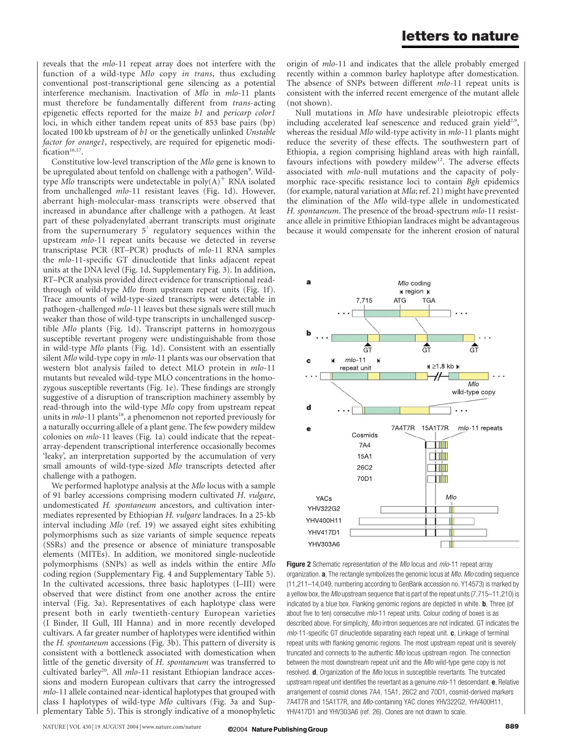reveals that the *mlo*-11 repeat array does not interfere with the function of a wild-type *Mlo* copy *in trans*, thus excluding conventional post-transcriptional gene silencing as a potential interference mechanism. Inactivation of *Mlo* in *mlo*-11 plants must therefore be fundamentally different from *trans*-acting epigenetic effects reported for the maize *b1* and *pericarp color1* loci, in which either tandem repeat units of 853 base pairs (bp) located 100 kb upstream of *b1* or the genetically unlinked *Unstable factor for orange1*, respectively, are required for epigenetic modification[16,17].

Constitutive low-level transcription of the *Mlo* gene is known to be upregulated about tenfold on challenge with a pathogen[9]. Wild-type *Mlo* transcripts were undetectable in poly(A)$^+$ RNA isolated from unchallenged *mlo*-11 resistant leaves (Fig. 1d). However, aberrant high-molecular-mass transcripts were observed that increased in abundance after challenge with a pathogen. At least part of these polyadenylated aberrant transcripts must originate from the supernumerary 5′ regulatory sequences within the upstream *mlo*-11 repeat units because we detected in reverse transcriptase PCR (RT–PCR) products of *mlo*-11 RNA samples the *mlo*-11-specific GT dinucleotide that links adjacent repeat units at the DNA level (Fig. 1d, Supplementary Fig. 3). In addition, RT–PCR analysis provided direct evidence for transcriptional read-through of wild-type *Mlo* from upstream repeat units (Fig. 1f). Trace amounts of wild-type-sized transcripts were detectable in pathogen-challenged *mlo*-11 leaves but these signals were still much weaker than those of wild-type transcripts in unchallenged susceptible *Mlo* plants (Fig. 1d). Transcript patterns in homozygous susceptible revertant progeny were undistinguishable from those in wild-type *Mlo* plants (Fig. 1d). Consistent with an essentially silent *Mlo* wild-type copy in *mlo*-11 plants was our observation that western blot analysis failed to detect MLO protein in *mlo*-11 mutants but revealed wild-type MLO concentrations in the homozygous susceptible revertants (Fig. 1e). These findings are strongly suggestive of a disruption of transcription machinery assembly by read-through into the wild-type *Mlo* copy from upstream repeat units in *mlo*-11 plants[18], a phenomenon not reported previously for a naturally occurring allele of a plant gene. The few powdery mildew colonies on *mlo*-11 leaves (Fig. 1a) could indicate that the repeat-array-dependent transcriptional interference occasionally becomes 'leaky', an interpretation supported by the accumulation of very small amounts of wild-type-sized *Mlo* transcripts detected after challenge with a pathogen.

We performed haplotype analysis at the *Mlo* locus with a sample of 91 barley accessions comprising modern cultivated *H. vulgare*, undomesticated *H. spontaneum* ancestors, and cultivation intermediates represented by Ethiopian *H. vulgare* landraces. In a 25-kb interval including *Mlo* (ref. 19) we assayed eight sites exhibiting polymorphisms such as size variants of simple sequence repeats (SSRs) and the presence or absence of miniature transposable elements (MITEs). In addition, we monitored single-nucleotide polymorphisms (SNPs) as well as indels within the entire *Mlo* coding region (Supplementary Fig. 4 and Supplementary Table 5). In the cultivated accessions, three basic haplotypes (I–III) were observed that were distinct from one another across the entire interval (Fig. 3a). Representatives of each haplotype class were present both in early twentieth-century European varieties (I Binder, II Gull, III Hanna) and in more recently developed cultivars. A far greater number of haplotypes were identified within the *H. spontaneum* accessions (Fig. 3b). This pattern of diversity is consistent with a bottleneck associated with domestication when little of the genetic diversity of *H. spontaneum* was transferred to cultivated barley[20]. All *mlo*-11 resistant Ethiopian landrace accessions and modern European cultivars that carry the introgressed *mlo*-11 allele contained near-identical haplotypes that grouped with class I haplotypes of wild-type *Mlo* cultivars (Fig. 3a and Supplementary Table 5). This is strongly indicative of a monophyletic origin of *mlo*-11 and indicates that the allele probably emerged recently within a common barley haplotype after domestication. The absence of SNPs between different *mlo*-11 repeat units is consistent with the inferred recent emergence of the mutant allele (not shown).

Null mutations in *Mlo* have undesirable pleiotropic effects including accelerated leaf senescence and reduced grain yield[2,9], whereas the residual *Mlo* wild-type activity in *mlo*-11 plants might reduce the severity of these effects. The southwestern part of Ethiopia, a region comprising highland areas with high rainfall, favours infections with powdery mildew[12]. The adverse effects associated with *mlo*-null mutations and the capacity of polymorphic race-specific resistance loci to contain *Bgh* epidemics (for example, natural variation at *Mla*; ref. 21) might have prevented the elimination of the *Mlo* wild-type allele in undomesticated *H. spontaneum*. The presence of the broad-spectrum *mlo*-11 resistance allele in primitive Ethiopian landraces might be advantageous because it would compensate for the inherent erosion of natural

**Figure 2** Schematic representation of the *Mlo* locus and *mlo*-11 repeat array organization. **a**, The rectangle symbolizes the genomic locus at *Mlo*. *Mlo* coding sequence (11,211–14,049, numbering according to GenBank accession no. Y14573) is marked by a yellow box, the *Mlo* upstream sequence that is part of the repeat units (7,715–11,210) is indicated by a blue box. Flanking genomic regions are depicted in white. **b**, Three (of about five to ten) consecutive *mlo*-11 repeat units. Colour coding of boxes is as described above. For simplicity, *Mlo* intron sequences are not indicated. GT indicates the *mlo*-11-specific GT dinucleotide separating each repeat unit. **c**, Linkage of terminal repeat units with flanking genomic regions. The most upstream repeat unit is severely truncated and connects to the authentic *Mlo* locus upstream region. The connection between the most downstream repeat unit and the *Mlo* wild-type gene copy is not resolved. **d**, Organization of the *Mlo* locus in susceptible revertants. The truncated upstream repeat unit identifies the revertant as a genuine *mlo*-11 descendant. **e**, Relative arrangement of cosmid clones 7A4, 15A1, 26C2 and 70D1, cosmid-derived markers 7A4T7R and 15A1T7R, and *Mlo*-containing YAC clones YHV322G2, YHV400H11, YHV417D1 and YHV303A6 (ref. 26). Clones are not drawn to scale.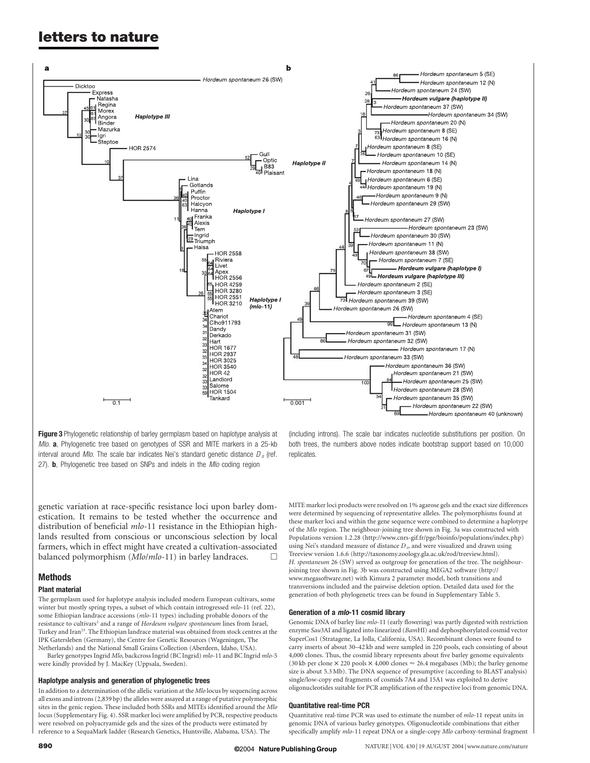**Figure 3** Phylogenetic relationship of barley germplasm based on haplotype analysis at *Mlo*. **a**, Phylogenetic tree based on genotypes of SSR and MITE markers in a 25-kb interval around *Mlo*. The scale bar indicates Nei's standard genetic distance $D_s$ (ref. 27). **b**, Phylogenetic tree based on SNPs and indels in the *Mlo* coding region (including introns). The scale bar indicates nucleotide substitutions per position. On both trees, the numbers above nodes indicate bootstrap support based on 10,000 replicates.

genetic variation at race-specific resistance loci upon barley domestication. It remains to be tested whether the occurrence and distribution of beneficial *mlo*-11 resistance in the Ethiopian highlands resulted from conscious or unconscious selection by local farmers, which in effect might have created a cultivation-associated balanced polymorphism (*Mlo*/*mlo*-11) in barley landraces. □

## Methods

### Plant material

The germplasm used for haplotype analysis included modern European cultivars, some winter but mostly spring types, a subset of which contain introgressed *mlo*-11 (ref. 22), some Ethiopian landrace accessions (*mlo*-11 types) including probable donors of the resistance to cultivars[2] and a range of *Hordeum vulgare spontaneum* lines from Israel, Turkey and Iran[23]. The Ethiopian landrace material was obtained from stock centres at the IPK Gatersleben (Germany), the Centre for Genetic Resources (Wageningen, The Netherlands) and the National Small Grains Collection (Aberdeen, Idaho, USA).

Barley genotypes Ingrid *Mlo*, backcross Ingrid (BC Ingrid) *mlo*-11 and BC Ingrid *mlo*-5 were kindly provided by J. MacKey (Uppsala, Sweden).

### Haplotype analysis and generation of phylogenetic trees

In addition to a determination of the allelic variation at the *Mlo* locus by sequencing across all exons and introns (2,839 bp) the alleles were assayed at a range of putative polymorphic sites in the genic region. These included both SSRs and MITEs identified around the *Mlo* locus (Supplementary Fig. 4). SSR marker loci were amplified by PCR, respective products were resolved on polyacryamide gels and the sizes of the products were estimated by reference to a SequaMark ladder (Research Genetics, Huntsville, Alabama, USA). The MITE marker loci products were resolved on 1% agarose gels and the exact size differences were determined by sequencing of representative alleles. The polymorphisms found at these marker loci and within the gene sequence were combined to determine a haplotype of the *Mlo* region. The neighbour-joining tree shown in Fig. 3a was constructed with Populations version 1.2.28 (http://www.cnrs-gif.fr/pge/bioinfo/populations/index.php) using Nei's standard measure of distance $D_s$, and were visualized and drawn using Treeview version 1.6.6 (http://taxonomy.zoology.gla.ac.uk/rod/treeview.html). *H. spontaneum* 26 (SW) served as outgroup for generation of the tree. The neighbour-joining tree shown in Fig. 3b was constructed using MEGA2 software (http://www.megasoftware.net) with Kimura 2 parameter model, both transitions and transversions included and the pairwise deletion option. Detailed data used for the generation of both phylogenetic trees can be found in Supplementary Table 5.

### Generation of a *mlo*-11 cosmid library

Genomic DNA of barley line *mlo*-11 (early flowering) was partly digested with restriction enzyme *Sau*3AI and ligated into linearized (*Bam*HI) and dephosphorylated cosmid vector SuperCos1 (Stratagene, La Jolla, California, USA). Recombinant clones were found to carry inserts of about 30–42 kb and were sampled in 220 pools, each consisting of about 4,000 clones. Thus, the cosmid library represents about five barley genome equivalents (30 kb per clone × 220 pools × 4,000 clones ≈ 26.4 megabases (Mb); the barley genome size is about 5.3 Mb). The DNA sequence of presumptive (according to BLAST analysis) single/low-copy end fragments of cosmids 7A4 and 15A1 was exploited to derive oligonucleotides suitable for PCR amplification of the respective loci from genomic DNA.

### Quantitative real-time PCR

Quantitative real-time PCR was used to estimate the number of *mlo*-11 repeat units in genomic DNA of various barley genotypes. Oligonucleotide combinations that either specifically amplify *mlo*-11 repeat DNA or a single-copy *Mlo* carboxy-terminal fragment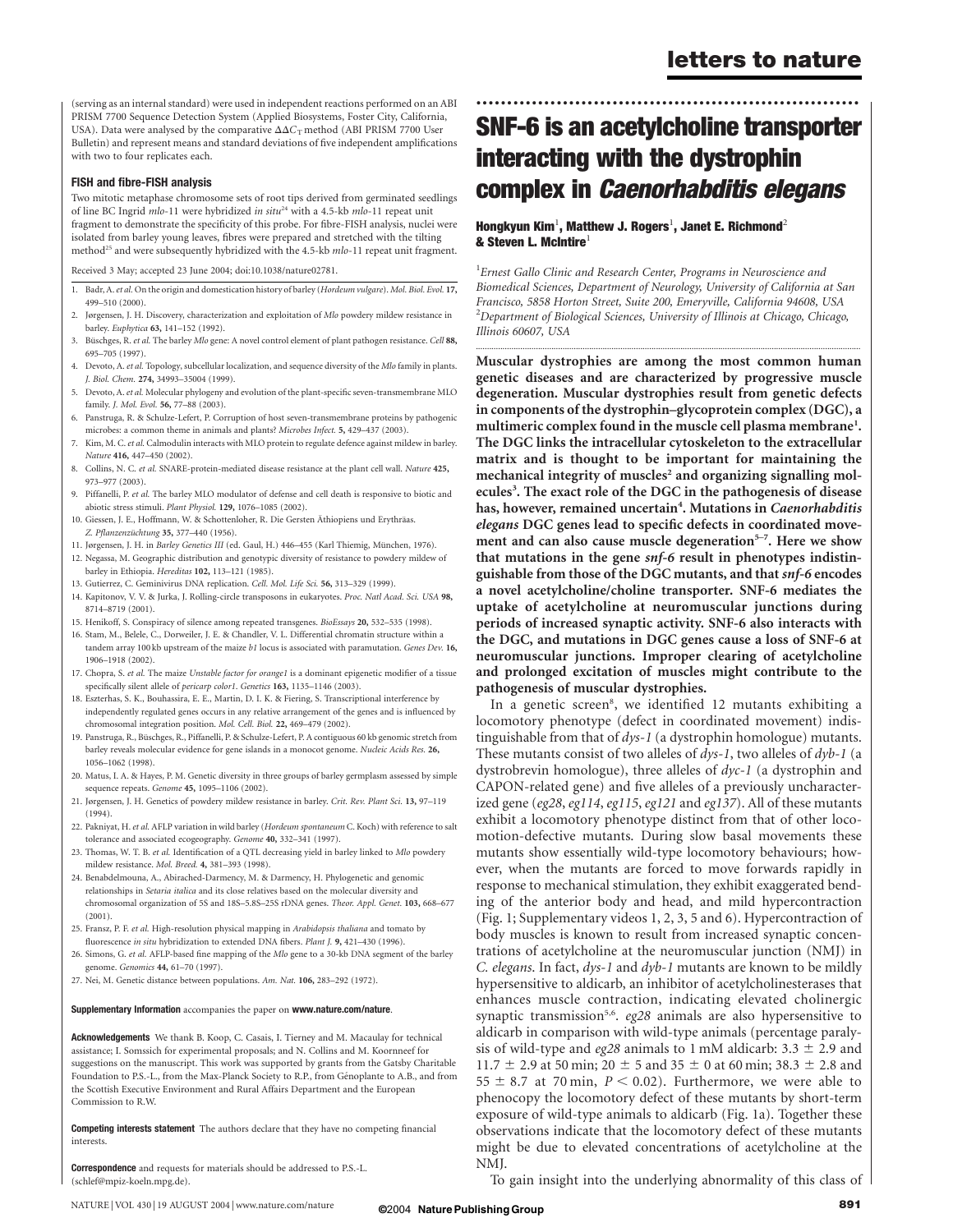(serving as an internal standard) were used in independent reactions performed on an ABI PRISM 7700 Sequence Detection System (Applied Biosystems, Foster City, California, USA). Data were analysed by the comparative $\Delta\Delta C_T$ method (ABI PRISM 7700 User Bulletin) and represent means and standard deviations of five independent amplifications with two to four replicates each.

### FISH and fibre-FISH analysis

Two mitotic metaphase chromosome sets of root tips derived from germinated seedlings of line BC Ingrid *mlo*-11 were hybridized *in situ*[24] with a 4.5-kb *mlo*-11 repeat unit fragment to demonstrate the specificity of this probe. For fibre-FISH analysis, nuclei were isolated from barley young leaves, fibres were prepared and stretched with the tilting method[25] and were subsequently hybridized with the 4.5-kb *mlo*-11 repeat unit fragment.

Received 3 May; accepted 23 June 2004; doi:10.1038/nature02781.

1. Badr, A. *et al.* On the origin and domestication history of barley (*Hordeum vulgare*). *Mol. Biol. Evol.* **17,** 499–510 (2000).
2. Jørgensen, J. H. Discovery, characterization and exploitation of *Mlo* powdery mildew resistance in barley. *Euphytica* **63,** 141–152 (1992).
3. Büschges, R. *et al.* The barley *Mlo* gene: A novel control element of plant pathogen resistance. *Cell* **88,** 695–705 (1997).
4. Devoto, A. *et al.* Topology, subcellular localization, and sequence diversity of the *Mlo* family in plants. *J. Biol. Chem.* **274,** 34993–35004 (1999).
5. Devoto, A. *et al.* Molecular phylogeny and evolution of the plant-specific seven-transmembrane MLO family. *J. Mol. Evol.* **56,** 77–88 (2003).
6. Panstruga, R. & Schulze-Lefert, P. Corruption of host seven-transmembrane proteins by pathogenic microbes: a common theme in animals and plants? *Microbes Infect.* **5,** 429–437 (2003).
7. Kim, M. C. *et al.* Calmodulin interacts with MLO protein to regulate defence against mildew in barley. *Nature* **416,** 447–450 (2002).
8. Collins, N. C. *et al.* SNARE-protein-mediated disease resistance at the plant cell wall. *Nature* **425,** 973–977 (2003).
9. Piffanelli, P. *et al.* The barley MLO modulator of defense and cell death is responsive to biotic and abiotic stress stimuli. *Plant Physiol.* **129,** 1076–1085 (2002).
10. Giessen, J. E., Hoffmann, W. & Schottenloher, R. Die Gersten Äthiopiens und Erythräas. *Z. Pflanzenzüchtung* **35,** 377–440 (1956).
11. Jørgensen, J. H. in *Barley Genetics III* (ed. Gaul, H.) 446–455 (Karl Thiemig, München, 1976).
12. Negassa, M. Geographic distribution and genotypic diversity of resistance to powdery mildew of barley in Ethiopia. *Hereditas* **102,** 113–121 (1985).
13. Gutierrez, C. Geminivirus DNA replication. *Cell. Mol. Life Sci.* **56,** 313–329 (1999).
14. Kapitonov, V. V. & Jurka, J. Rolling-circle transposons in eukaryotes. *Proc. Natl Acad. Sci. USA* **98,** 8714–8719 (2001).
15. Henikoff, S. Conspiracy of silence among repeated transgenes. *BioEssays* **20,** 532–535 (1998).
16. Stam, M., Belele, C., Dorweiler, J. E. & Chandler, V. L. Differential chromatin structure within a tandem array 100 kb upstream of the maize *b1* locus is associated with paramutation. *Genes Dev.* **16,** 1906–1918 (2002).
17. Chopra, S. *et al.* The maize *Unstable factor for orange1* is a dominant epigenetic modifier of a tissue specifically silent allele of *pericarp color1*. *Genetics* **163,** 1135–1146 (2003).
18. Eszterhas, S. K., Bouhassira, E. E., Martin, D. I. K. & Fiering, S. Transcriptional interference by independently regulated genes occurs in any relative arrangement of the genes and is influenced by chromosomal integration position. *Mol. Cell. Biol.* **22,** 469–479 (2002).
19. Panstruga, R., Büschges, R., Piffanelli, P. & Schulze-Lefert, P. A contiguous 60 kb genomic stretch from barley reveals molecular evidence for gene islands in a monocot genome. *Nucleic Acids Res.* **26,** 1056–1062 (1998).
20. Matus, I. A. & Hayes, P. M. Genetic diversity in three groups of barley germplasm assessed by simple sequence repeats. *Genome* **45,** 1095–1106 (2002).
21. Jørgensen, J. H. Genetics of powdery mildew resistance in barley. *Crit. Rev. Plant Sci.* **13,** 97–119 (1994).
22. Pakniyat, H. *et al.* AFLP variation in wild barley (*Hordeum spontaneum* C. Koch) with reference to salt tolerance and associated ecogeography. *Genome* **40,** 332–341 (1997).
23. Thomas, W. T. B. *et al.* Identification of a QTL decreasing yield in barley linked to *Mlo* powdery mildew resistance. *Mol. Breed.* **4,** 381–393 (1998).
24. Benabdelmouna, A., Abirached-Darmency, M. & Darmency, H. Phylogenetic and genomic relationships in *Setaria italica* and its close relatives based on the molecular diversity and chromosomal organization of 5S and 18S–5.8S–25S rDNA genes. *Theor. Appl. Genet.* **103,** 668–677 (2001).
25. Fransz, P. F. *et al.* High-resolution physical mapping in *Arabidopsis thaliana* and tomato by fluorescence *in situ* hybridization to extended DNA fibers. *Plant J.* **9,** 421–430 (1996).
26. Simons, G. *et al.* AFLP-based fine mapping of the *Mlo* gene to a 30-kb DNA segment of the barley genome. *Genomics* **44,** 61–70 (1997).
27. Nei, M. Genetic distance between populations. *Am. Nat.* **106,** 283–292 (1972).

**Supplementary Information** accompanies the paper on **www.nature.com/nature**.

**Acknowledgements** We thank B. Koop, C. Casais, I. Tierney and M. Macaulay for technical assistance; I. Somssich for experimental proposals; and N. Collins and M. Koornneef for suggestions on the manuscript. This work was supported by grants from the Gatsby Charitable Foundation to P.S.-L., from the Max-Planck Society to R.P., from Génoplante to A.B., and from the Scottish Executive Environment and Rural Affairs Department and the European Commission to R.W.

**Competing interests statement** The authors declare that they have no competing financial interests.

**Correspondence** and requests for materials should be addressed to P.S.-L. (schlef@mpiz-koeln.mpg.de).

# SNF-6 is an acetylcholine transporter interacting with the dystrophin complex in *Caenorhabditis elegans*

**Hongkyun Kim[1], Matthew J. Rogers[1], Janet E. Richmond[2] & Steven L. McIntire[1]**

[1]*Ernest Gallo Clinic and Research Center, Programs in Neuroscience and Biomedical Sciences, Department of Neurology, University of California at San Francisco, 5858 Horton Street, Suite 200, Emeryville, California 94608, USA*
[2]*Department of Biological Sciences, University of Illinois at Chicago, Chicago, Illinois 60607, USA*

**Muscular dystrophies are among the most common human genetic diseases and are characterized by progressive muscle degeneration. Muscular dystrophies result from genetic defects in components of the dystrophin–glycoprotein complex (DGC), a multimeric complex found in the muscle cell plasma membrane[1]. The DGC links the intracellular cytoskeleton to the extracellular matrix and is thought to be important for maintaining the mechanical integrity of muscles[2] and organizing signalling molecules[3]. The exact role of the DGC in the pathogenesis of disease has, however, remained uncertain[4]. Mutations in *Caenorhabditis elegans* DGC genes lead to specific defects in coordinated movement and can also cause muscle degeneration[5–7]. Here we show that mutations in the gene *snf-6* result in phenotypes indistinguishable from those of the DGC mutants, and that *snf-6* encodes a novel acetylcholine/choline transporter. SNF-6 mediates the uptake of acetylcholine at neuromuscular junctions during periods of increased synaptic activity. SNF-6 also interacts with the DGC, and mutations in DGC genes cause a loss of SNF-6 at neuromuscular junctions. Improper clearing of acetylcholine and prolonged excitation of muscles might contribute to the pathogenesis of muscular dystrophies.**

In a genetic screen[8], we identified 12 mutants exhibiting a locomotory phenotype (defect in coordinated movement) indistinguishable from that of *dys-1* (a dystrophin homologue) mutants. These mutants consist of two alleles of *dys-1*, two alleles of *dyb-1* (a dystrobrevin homologue), three alleles of *dyc-1* (a dystrophin and CAPON-related gene) and five alleles of a previously uncharacterized gene (*eg28*, *eg114*, *eg115*, *eg121* and *eg137*). All of these mutants exhibit a locomotory phenotype distinct from that of other locomotion-defective mutants. During slow basal movements these mutants show essentially wild-type locomotory behaviours; however, when the mutants are forced to move forwards rapidly in response to mechanical stimulation, they exhibit exaggerated bending of the anterior body and head, and mild hypercontraction (Fig. 1; Supplementary videos 1, 2, 3, 5 and 6). Hypercontraction of body muscles is known to result from increased synaptic concentrations of acetylcholine at the neuromuscular junction (NMJ) in *C. elegans*. In fact, *dys-1* and *dyb-1* mutants are known to be mildly hypersensitive to aldicarb, an inhibitor of acetylcholinesterases that enhances muscle contraction, indicating elevated cholinergic synaptic transmission[5,6]. *eg28* animals are also hypersensitive to aldicarb in comparison with wild-type animals (percentage paralysis of wild-type and *eg28* animals to 1 mM aldicarb: $3.3 \pm 2.9$ and $11.7 \pm 2.9$ at 50 min; $20 \pm 5$ and $35 \pm 0$ at 60 min; $38.3 \pm 2.8$ and $55 \pm 8.7$ at 70 min, $P < 0.02$). Furthermore, we were able to phenocopy the locomotory defect of these mutants by short-term exposure of wild-type animals to aldicarb (Fig. 1a). Together these observations indicate that the locomotory defect of these mutants might be due to elevated concentrations of acetylcholine at the NMJ.

To gain insight into the underlying abnormality of this class of